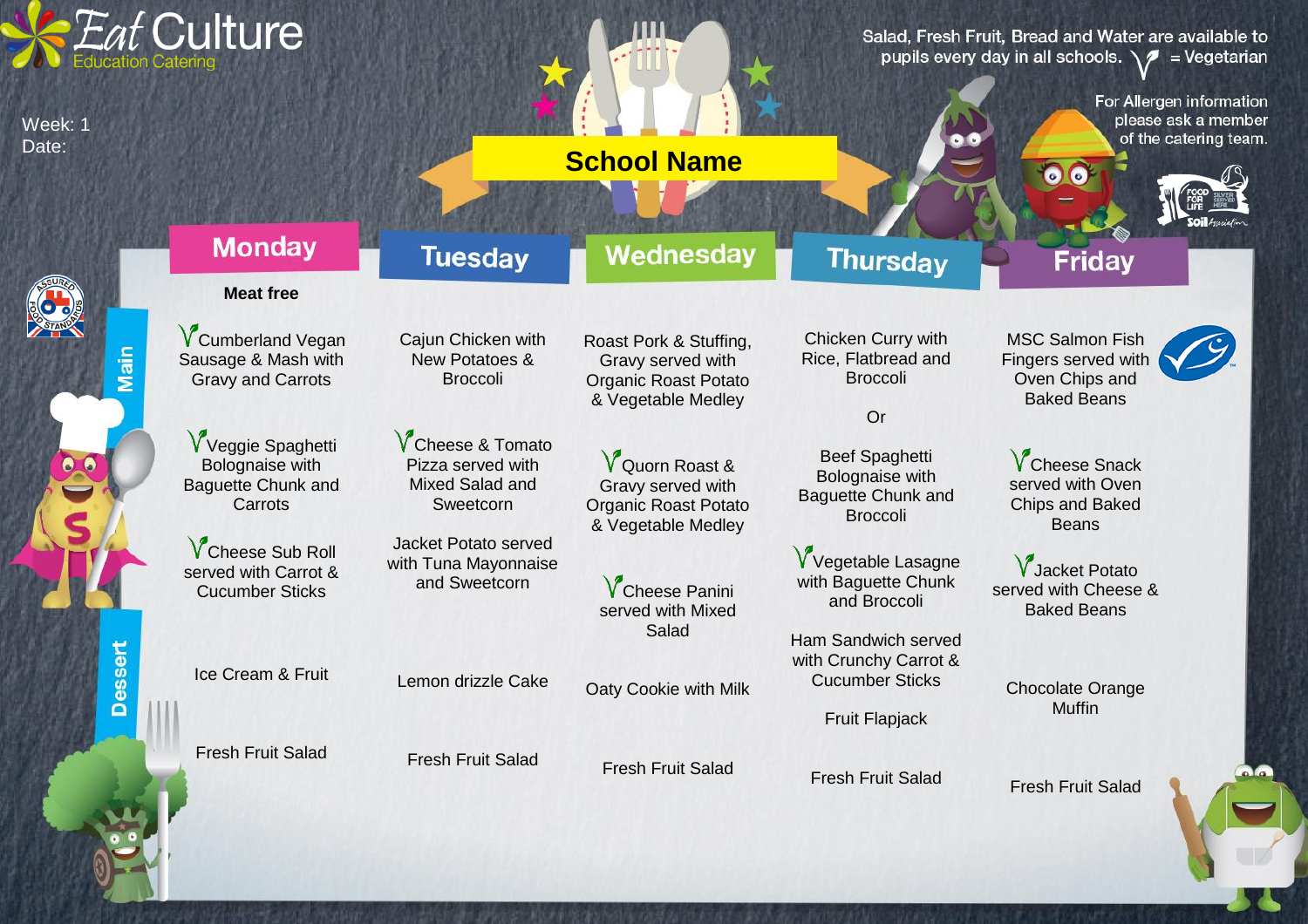# Eat Culture Education Catering

Week: 1
Date:

## School Name

Salad, Fresh Fruit, Bread and Water are available to pupils every day in all schools. V = Vegetarian

For Allergen information please ask a member of the catering team.

| | Monday | Tuesday | Wednesday | Thursday | Friday |
|---|---|---|---|---|---|
| | **Meat free** | | | | |
| Main | V Cumberland Vegan Sausage & Mash with Gravy and Carrots | Cajun Chicken with New Potatoes & Broccoli | Roast Pork & Stuffing, Gravy served with Organic Roast Potato & Vegetable Medley | Chicken Curry with Rice, Flatbread and Broccoli<br><br>Or<br><br>Beef Spaghetti Bolognaise with Baguette Chunk and Broccoli | MSC Salmon Fish Fingers served with Oven Chips and Baked Beans |
| | V Veggie Spaghetti Bolognaise with Baguette Chunk and Carrots | V Cheese & Tomato Pizza served with Mixed Salad and Sweetcorn | V Quorn Roast & Gravy served with Organic Roast Potato & Vegetable Medley | V Vegetable Lasagne with Baguette Chunk and Broccoli | V Cheese Snack served with Oven Chips and Baked Beans |
| | V Cheese Sub Roll served with Carrot & Cucumber Sticks | Jacket Potato served with Tuna Mayonnaise and Sweetcorn | V Cheese Panini served with Mixed Salad | Ham Sandwich served with Crunchy Carrot & Cucumber Sticks | V Jacket Potato served with Cheese & Baked Beans |
| Dessert | Ice Cream & Fruit | Lemon drizzle Cake | Oaty Cookie with Milk | Fruit Flapjack | Chocolate Orange Muffin |
| | Fresh Fruit Salad | Fresh Fruit Salad | Fresh Fruit Salad | Fresh Fruit Salad | Fresh Fruit Salad |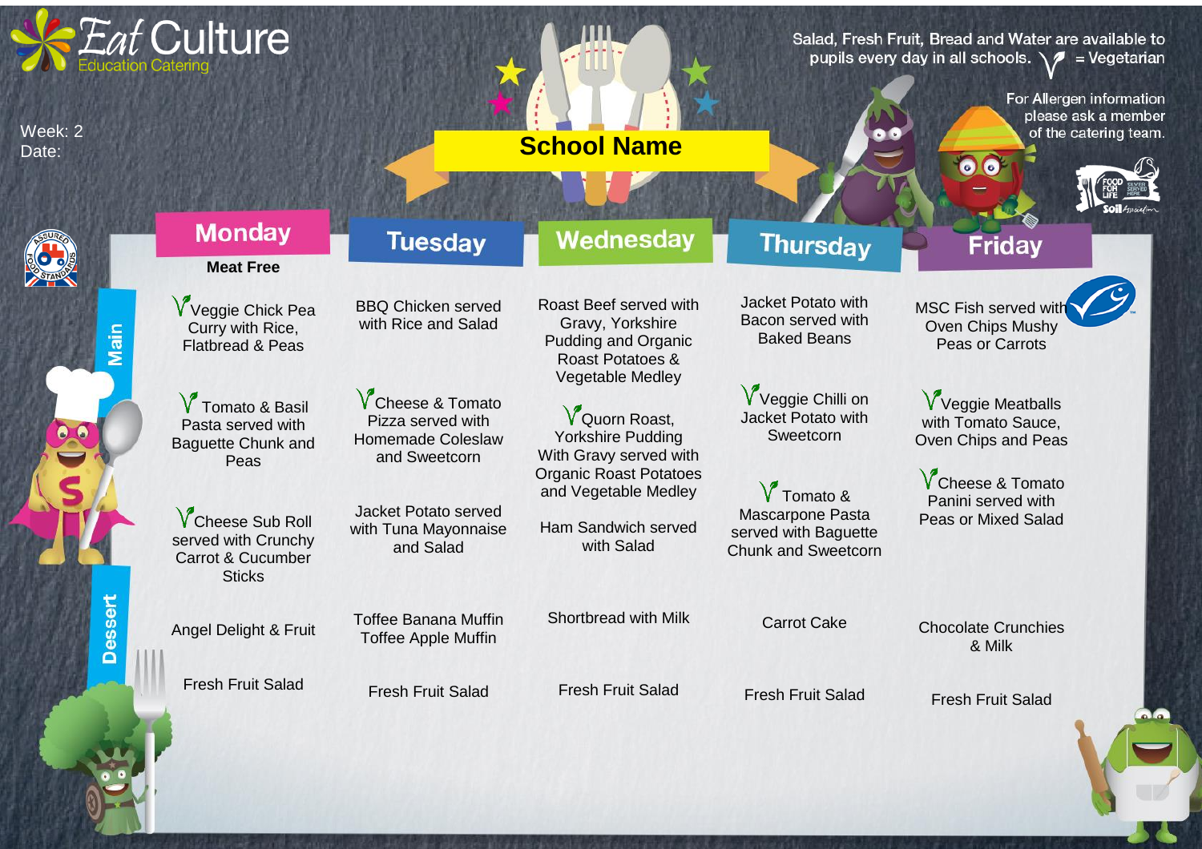# Eat Culture

Education Catering

Week: 2
Date:

## School Name

Salad, Fresh Fruit, Bread and Water are available to pupils every day in all schools. V = Vegetarian

For Allergen information please ask a member of the catering team.

| | Monday | Tuesday | Wednesday | Thursday | Friday |
|---|---|---|---|---|---|
| | **Meat Free** | | | | |
| Main | V Veggie Chick Pea Curry with Rice, Flatbread & Peas | BBQ Chicken served with Rice and Salad | Roast Beef served with Gravy, Yorkshire Pudding and Organic Roast Potatoes & Vegetable Medley | Jacket Potato with Bacon served with Baked Beans | MSC Fish served with Oven Chips Mushy Peas or Carrots |
| | V Tomato & Basil Pasta served with Baguette Chunk and Peas | V Cheese & Tomato Pizza served with Homemade Coleslaw and Sweetcorn | V Quorn Roast, Yorkshire Pudding With Gravy served with Organic Roast Potatoes and Vegetable Medley | V Veggie Chilli on Jacket Potato with Sweetcorn | V Veggie Meatballs with Tomato Sauce, Oven Chips and Peas |
| | V Cheese Sub Roll served with Crunchy Carrot & Cucumber Sticks | Jacket Potato served with Tuna Mayonnaise and Salad | Ham Sandwich served with Salad | V Tomato & Mascarpone Pasta served with Baguette Chunk and Sweetcorn | V Cheese & Tomato Panini served with Peas or Mixed Salad |
| Dessert | Angel Delight & Fruit | Toffee Banana Muffin Toffee Apple Muffin | Shortbread with Milk | Carrot Cake | Chocolate Crunchies & Milk |
| | Fresh Fruit Salad | Fresh Fruit Salad | Fresh Fruit Salad | Fresh Fruit Salad | Fresh Fruit Salad |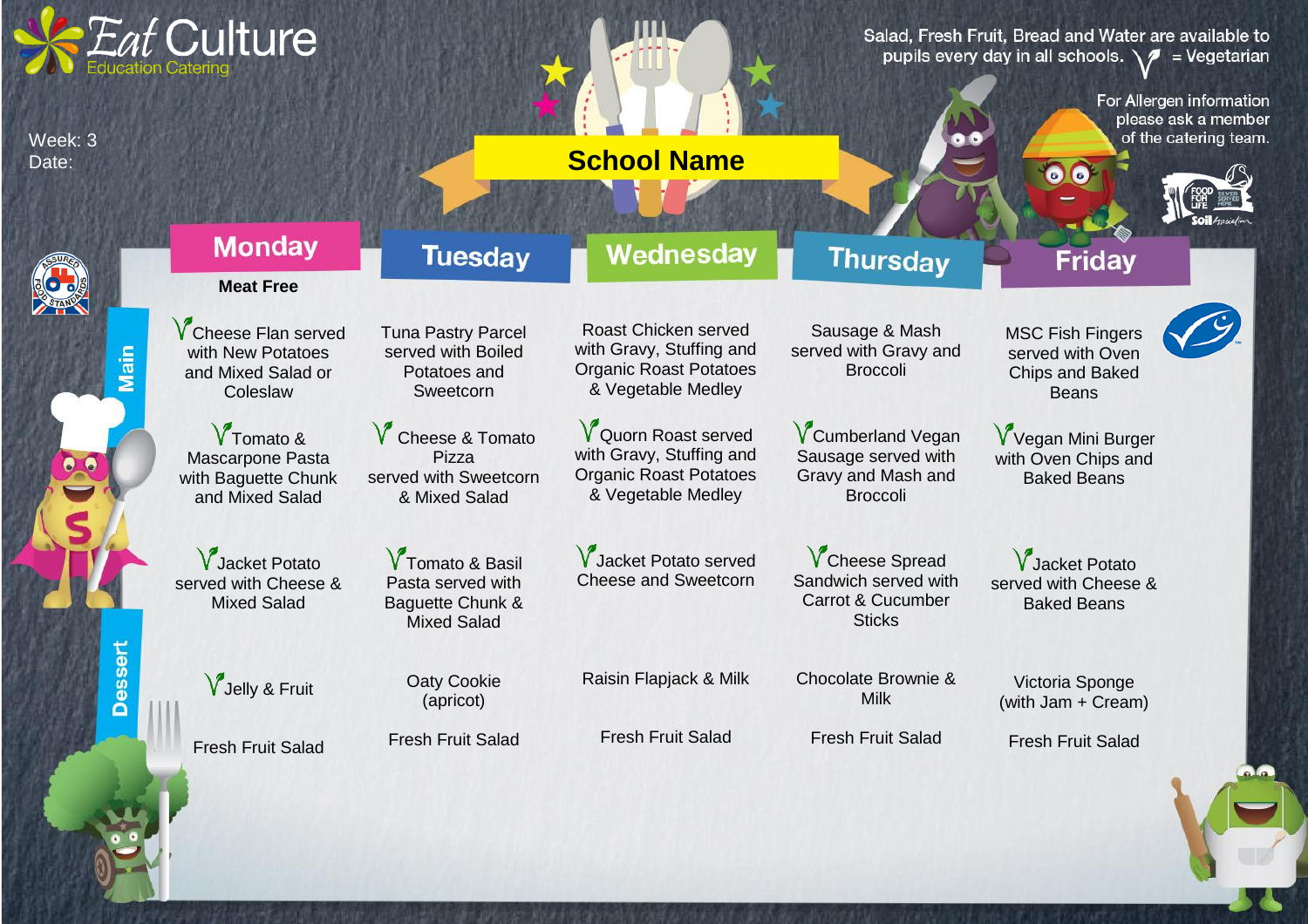Eat Culture
Education Catering

Week: 3
Date:

# School Name

Salad, Fresh Fruit, Bread and Water are available to pupils every day in all schools. V = Vegetarian

For Allergen information please ask a member of the catering team.

| | Monday | Tuesday | Wednesday | Thursday | Friday |
|---|---|---|---|---|---|
| | **Meat Free** | | | | |
| Main | V Cheese Flan served with New Potatoes and Mixed Salad or Coleslaw | Tuna Pastry Parcel served with Boiled Potatoes and Sweetcorn | Roast Chicken served with Gravy, Stuffing and Organic Roast Potatoes & Vegetable Medley | Sausage & Mash served with Gravy and Broccoli | MSC Fish Fingers served with Oven Chips and Baked Beans |
| | V Tomato & Mascarpone Pasta with Baguette Chunk and Mixed Salad | V Cheese & Tomato Pizza served with Sweetcorn & Mixed Salad | V Quorn Roast served with Gravy, Stuffing and Organic Roast Potatoes & Vegetable Medley | V Cumberland Vegan Sausage served with Gravy and Mash and Broccoli | V Vegan Mini Burger with Oven Chips and Baked Beans |
| | V Jacket Potato served with Cheese & Mixed Salad | V Tomato & Basil Pasta served with Baguette Chunk & Mixed Salad | V Jacket Potato served Cheese and Sweetcorn | V Cheese Spread Sandwich served with Carrot & Cucumber Sticks | V Jacket Potato served with Cheese & Baked Beans |
| Dessert | V Jelly & Fruit | Oaty Cookie (apricot) | Raisin Flapjack & Milk | Chocolate Brownie & Milk | Victoria Sponge (with Jam + Cream) |
| | Fresh Fruit Salad | Fresh Fruit Salad | Fresh Fruit Salad | Fresh Fruit Salad | Fresh Fruit Salad |